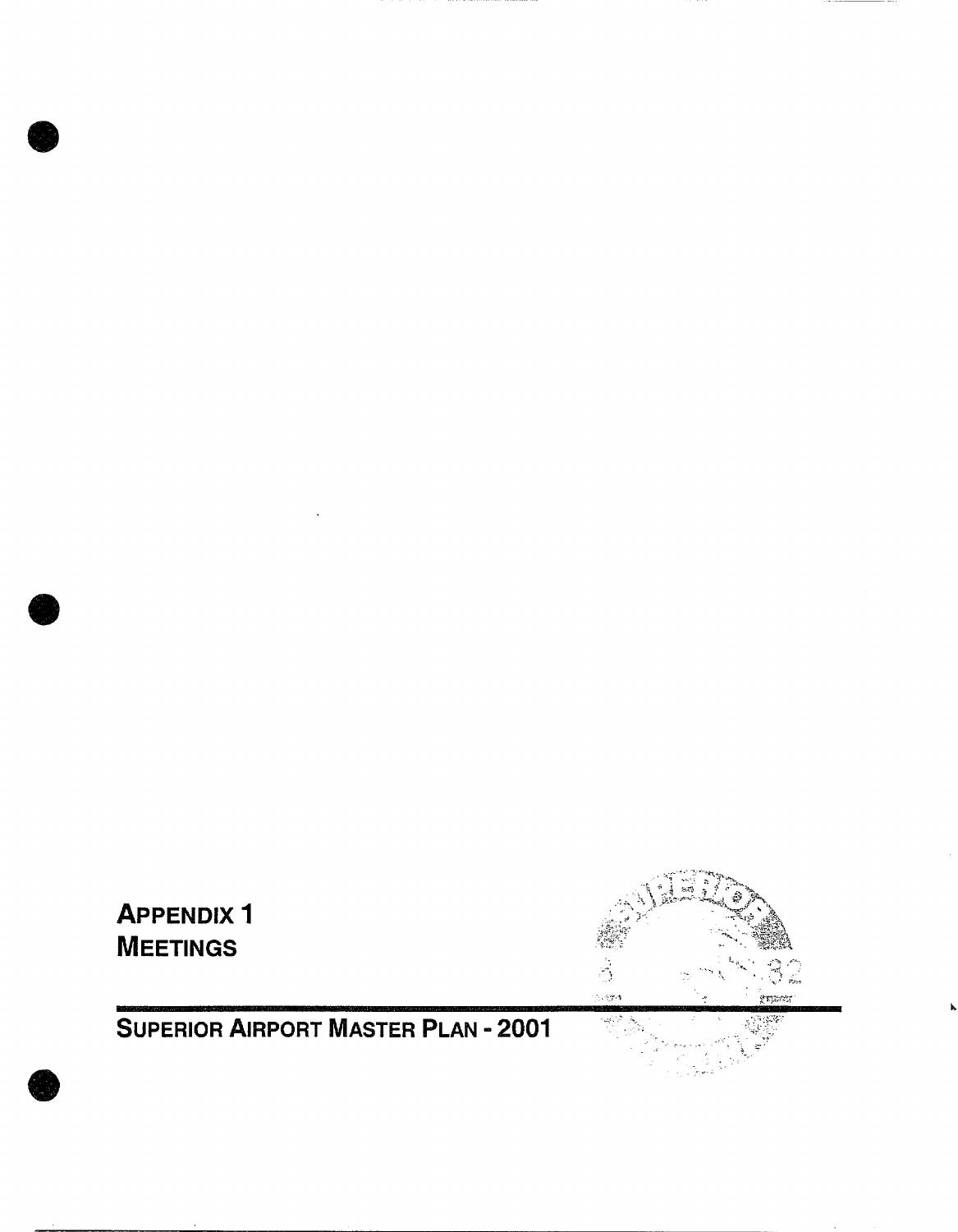# Appendix 1
# Meetings

## Superior Airport Master Plan - 2001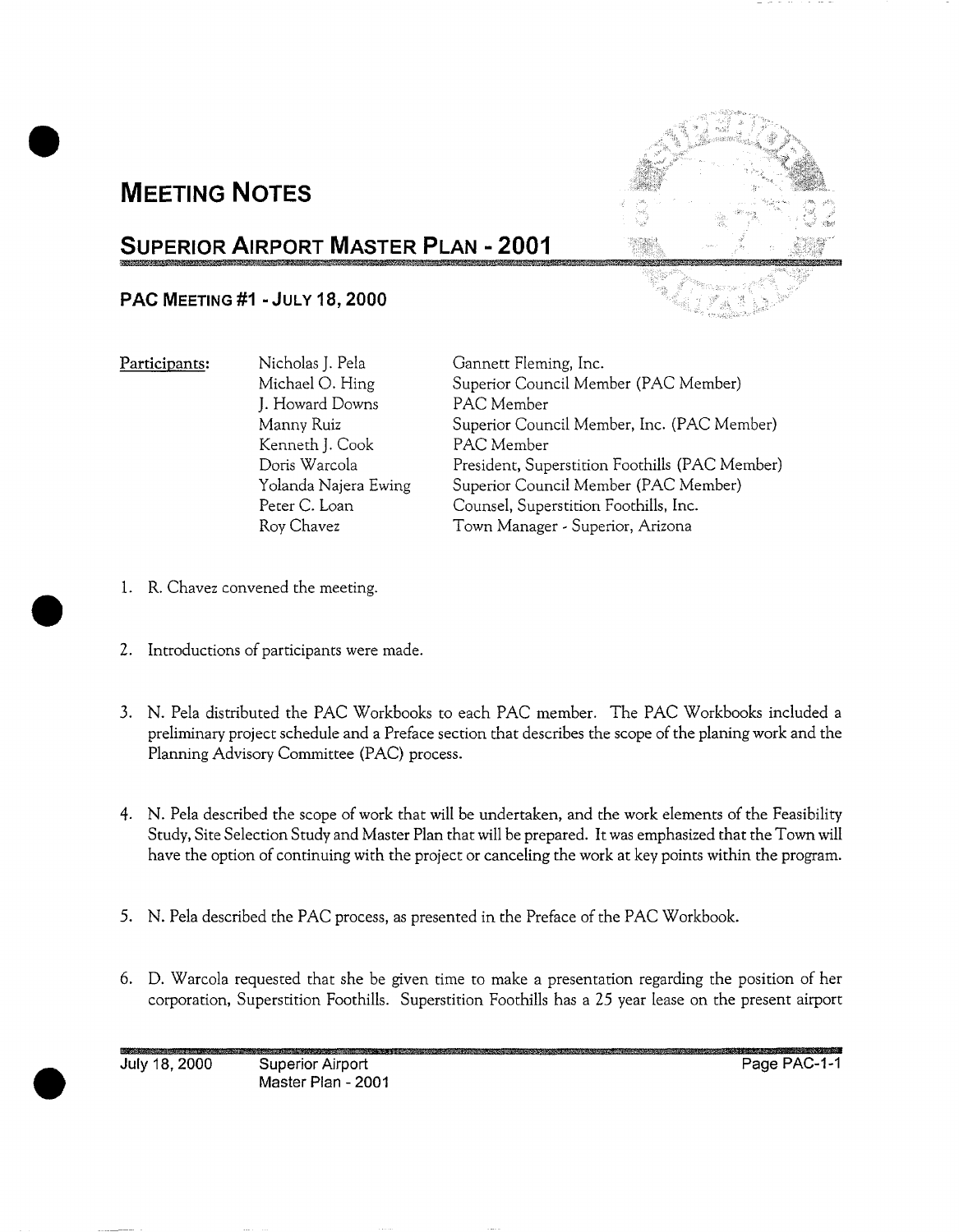# MEETING NOTES

## SUPERIOR AIRPORT MASTER PLAN - 2001

### PAC MEETING #1 - JULY 18, 2000

Participants:

| | |
|---|---|
| Nicholas J. Pela | Gannett Fleming, Inc. |
| Michael O. Hing | Superior Council Member (PAC Member) |
| J. Howard Downs | PAC Member |
| Manny Ruiz | Superior Council Member, Inc. (PAC Member) |
| Kenneth J. Cook | PAC Member |
| Doris Warcola | President, Superstition Foothills (PAC Member) |
| Yolanda Najera Ewing | Superior Council Member (PAC Member) |
| Peter C. Loan | Counsel, Superstition Foothills, Inc. |
| Roy Chavez | Town Manager - Superior, Arizona |

1. R. Chavez convened the meeting.

2. Introductions of participants were made.

3. N. Pela distributed the PAC Workbooks to each PAC member. The PAC Workbooks included a preliminary project schedule and a Preface section that describes the scope of the planing work and the Planning Advisory Committee (PAC) process.

4. N. Pela described the scope of work that will be undertaken, and the work elements of the Feasibility Study, Site Selection Study and Master Plan that will be prepared. It was emphasized that the Town will have the option of continuing with the project or canceling the work at key points within the program.

5. N. Pela described the PAC process, as presented in the Preface of the PAC Workbook.

6. D. Warcola requested that she be given time to make a presentation regarding the position of her corporation, Superstition Foothills. Superstition Foothills has a 25 year lease on the present airport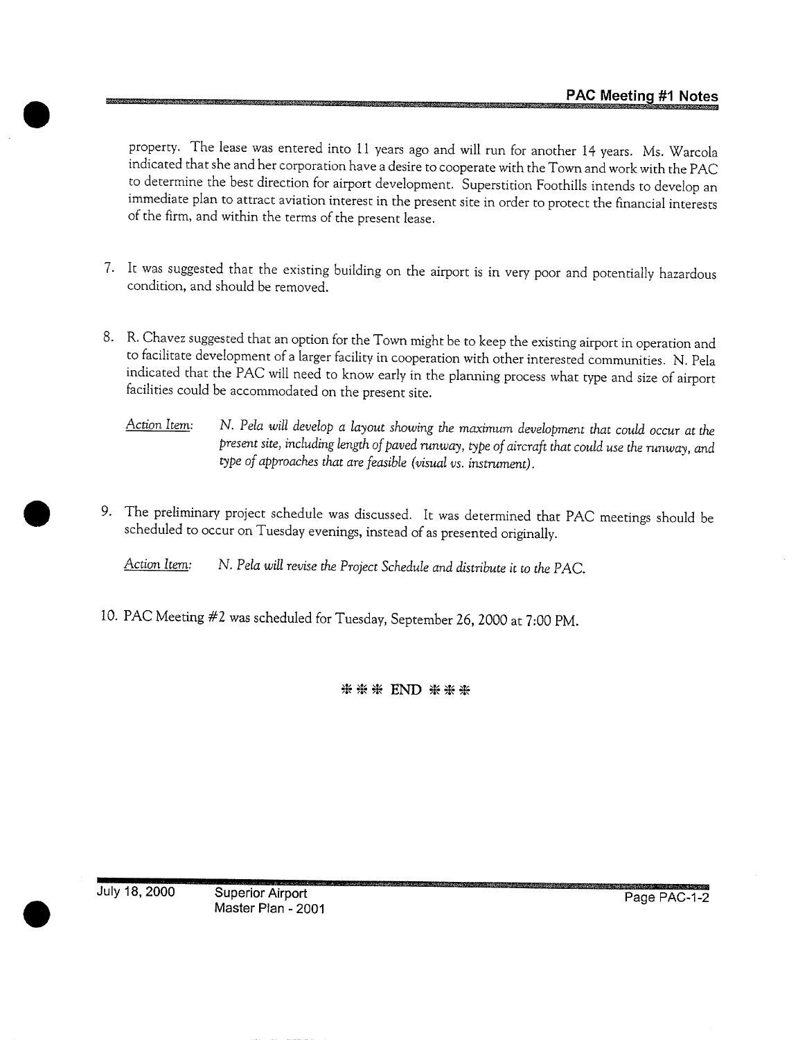property. The lease was entered into 11 years ago and will run for another 14 years. Ms. Warcola indicated that she and her corporation have a desire to cooperate with the Town and work with the PAC to determine the best direction for airport development. Superstition Foothills intends to develop an immediate plan to attract aviation interest in the present site in order to protect the financial interests of the firm, and within the terms of the present lease.

7. It was suggested that the existing building on the airport is in very poor and potentially hazardous condition, and should be removed.

8. R. Chavez suggested that an option for the Town might be to keep the existing airport in operation and to facilitate development of a larger facility in cooperation with other interested communities. N. Pela indicated that the PAC will need to know early in the planning process what type and size of airport facilities could be accommodated on the present site.

   Action Item: *N. Pela will develop a layout showing the maximum development that could occur at the present site, including length of paved runway, type of aircraft that could use the runway, and type of approaches that are feasible (visual vs. instrument).*

9. The preliminary project schedule was discussed. It was determined that PAC meetings should be scheduled to occur on Tuesday evenings, instead of as presented originally.

   Action Item: *N. Pela will revise the Project Schedule and distribute it to the PAC.*

10. PAC Meeting #2 was scheduled for Tuesday, September 26, 2000 at 7:00 PM.

\*\*\* END \*\*\*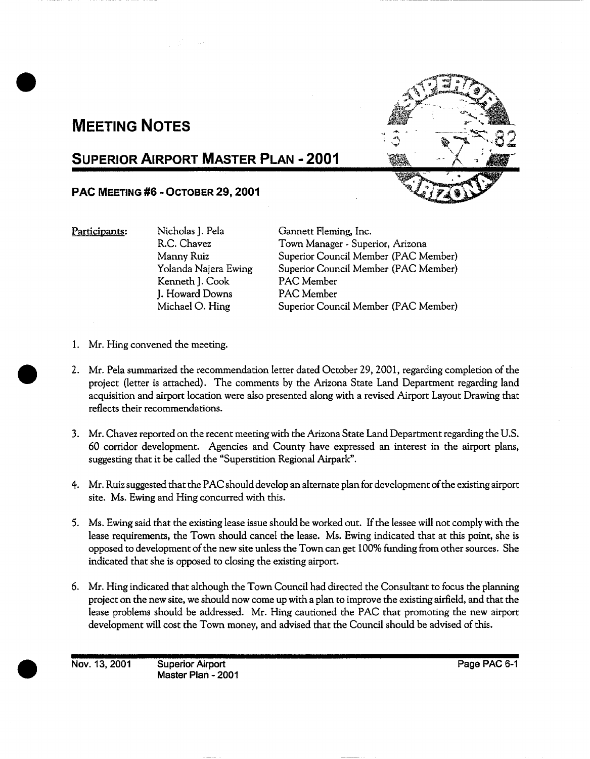# MEETING NOTES

## SUPERIOR AIRPORT MASTER PLAN - 2001

### PAC MEETING #6 - OCTOBER 29, 2001

**Participants:**

| | |
|---|---|
| Nicholas J. Pela | Gannett Fleming, Inc. |
| R.C. Chavez | Town Manager - Superior, Arizona |
| Manny Ruiz | Superior Council Member (PAC Member) |
| Yolanda Najera Ewing | Superior Council Member (PAC Member) |
| Kenneth J. Cook | PAC Member |
| J. Howard Downs | PAC Member |
| Michael O. Hing | Superior Council Member (PAC Member) |

1. Mr. Hing convened the meeting.

2. Mr. Pela summarized the recommendation letter dated October 29, 2001, regarding completion of the project (letter is attached). The comments by the Arizona State Land Department regarding land acquisition and airport location were also presented along with a revised Airport Layout Drawing that reflects their recommendations.

3. Mr. Chavez reported on the recent meeting with the Arizona State Land Department regarding the U.S. 60 corridor development. Agencies and County have expressed an interest in the airport plans, suggesting that it be called the "Superstition Regional Airpark".

4. Mr. Ruiz suggested that the PAC should develop an alternate plan for development of the existing airport site. Ms. Ewing and Hing concurred with this.

5. Ms. Ewing said that the existing lease issue should be worked out. If the lessee will not comply with the lease requirements, the Town should cancel the lease. Ms. Ewing indicated that at this point, she is opposed to development of the new site unless the Town can get 100% funding from other sources. She indicated that she is opposed to closing the existing airport.

6. Mr. Hing indicated that although the Town Council had directed the Consultant to focus the planning project on the new site, we should now come up with a plan to improve the existing airfield, and that the lease problems should be addressed. Mr. Hing cautioned the PAC that promoting the new airport development will cost the Town money, and advised that the Council should be advised of this.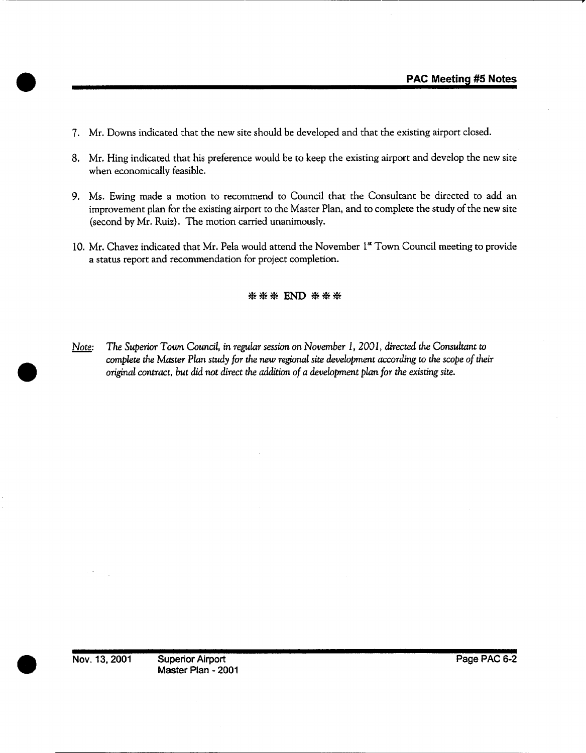7. Mr. Downs indicated that the new site should be developed and that the existing airport closed.

8. Mr. Hing indicated that his preference would be to keep the existing airport and develop the new site when economically feasible.

9. Ms. Ewing made a motion to recommend to Council that the Consultant be directed to add an improvement plan for the existing airport to the Master Plan, and to complete the study of the new site (second by Mr. Ruiz). The motion carried unanimously.

10. Mr. Chavez indicated that Mr. Pela would attend the November 1st Town Council meeting to provide a status report and recommendation for project completion.

❋❋❋ END ❋❋❋

<u>Note:</u> *The Superior Town Council, in regular session on November 1, 2001, directed the Consultant to complete the Master Plan study for the new regional site development according to the scope of their original contract, but did not direct the addition of a development plan for the existing site.*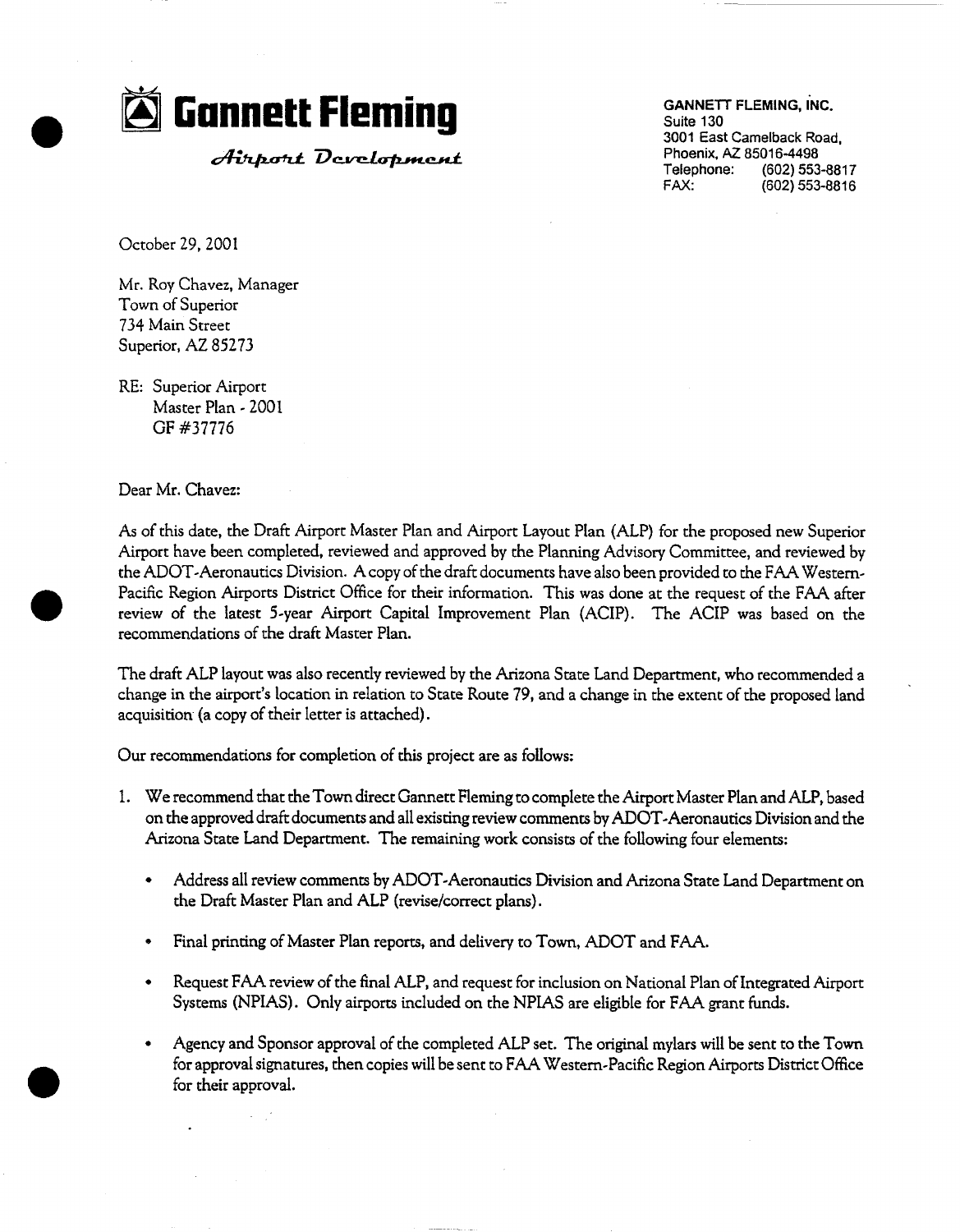# Gannett Fleming

*Airport Development*

**GANNETT FLEMING, INC.**
Suite 130
3001 East Camelback Road,
Phoenix, AZ 85016-4498
Telephone: (602) 553-8817
FAX: (602) 553-8816

October 29, 2001

Mr. Roy Chavez, Manager
Town of Superior
734 Main Street
Superior, AZ 85273

RE: Superior Airport
Master Plan - 2001
GF #37776

Dear Mr. Chavez:

As of this date, the Draft Airport Master Plan and Airport Layout Plan (ALP) for the proposed new Superior Airport have been completed, reviewed and approved by the Planning Advisory Committee, and reviewed by the ADOT-Aeronautics Division. A copy of the draft documents have also been provided to the FAA Western-Pacific Region Airports District Office for their information. This was done at the request of the FAA after review of the latest 5-year Airport Capital Improvement Plan (ACIP). The ACIP was based on the recommendations of the draft Master Plan.

The draft ALP layout was also recently reviewed by the Arizona State Land Department, who recommended a change in the airport's location in relation to State Route 79, and a change in the extent of the proposed land acquisition (a copy of their letter is attached).

Our recommendations for completion of this project are as follows:

1. We recommend that the Town direct Gannett Fleming to complete the Airport Master Plan and ALP, based on the approved draft documents and all existing review comments by ADOT-Aeronautics Division and the Arizona State Land Department. The remaining work consists of the following four elements:

   - Address all review comments by ADOT-Aeronautics Division and Arizona State Land Department on the Draft Master Plan and ALP (revise/correct plans).

   - Final printing of Master Plan reports, and delivery to Town, ADOT and FAA.

   - Request FAA review of the final ALP, and request for inclusion on National Plan of Integrated Airport Systems (NPIAS). Only airports included on the NPIAS are eligible for FAA grant funds.

   - Agency and Sponsor approval of the completed ALP set. The original mylars will be sent to the Town for approval signatures, then copies will be sent to FAA Western-Pacific Region Airports District Office for their approval.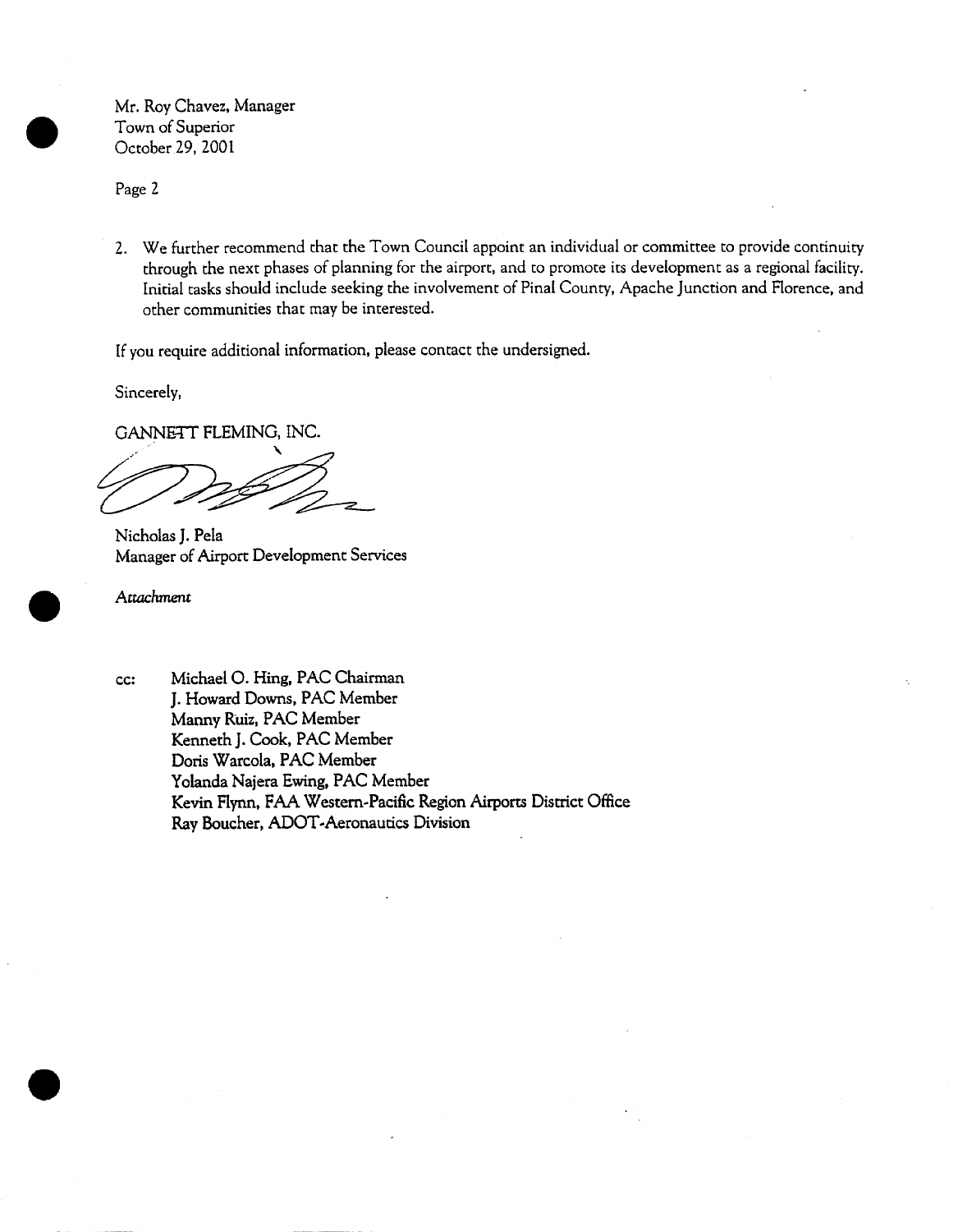Mr. Roy Chavez, Manager
Town of Superior
October 29, 2001

Page 2

2. We further recommend that the Town Council appoint an individual or committee to provide continuity through the next phases of planning for the airport, and to promote its development as a regional facility. Initial tasks should include seeking the involvement of Pinal County, Apache Junction and Florence, and other communities that may be interested.

If you require additional information, please contact the undersigned.

Sincerely,

GANNETT FLEMING, INC.

Nicholas J. Pela
Manager of Airport Development Services

*Attachment*

cc: Michael O. Hing, PAC Chairman
J. Howard Downs, PAC Member
Manny Ruiz, PAC Member
Kenneth J. Cook, PAC Member
Doris Warcola, PAC Member
Yolanda Najera Ewing, PAC Member
Kevin Flynn, FAA Western-Pacific Region Airports District Office
Ray Boucher, ADOT-Aeronautics Division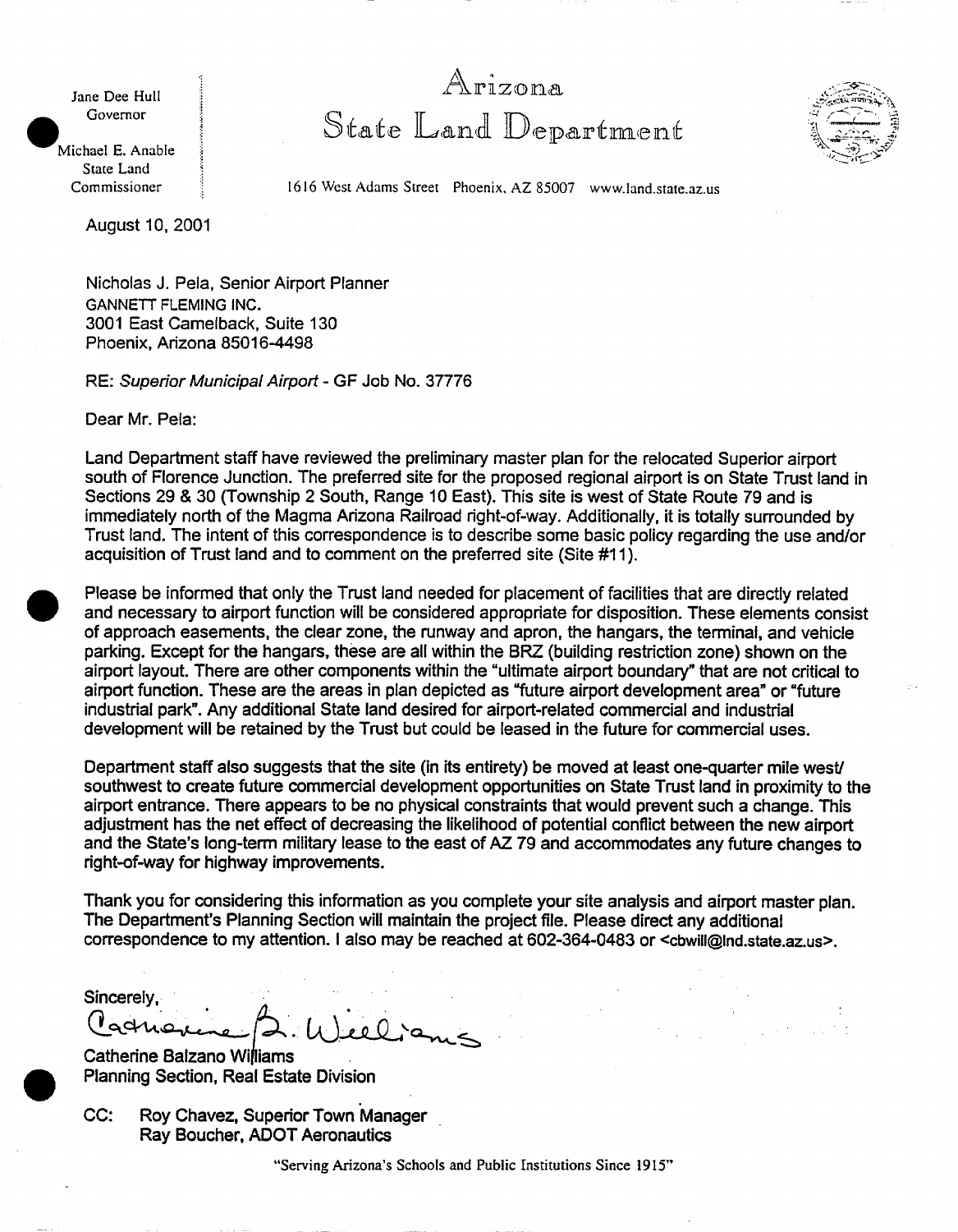Jane Dee Hull
Governor

Michael E. Anable
State Land
Commissioner

# Arizona
# State Land Department

1616 West Adams Street Phoenix, AZ 85007 www.land.state.az.us

August 10, 2001

Nicholas J. Pela, Senior Airport Planner
GANNETT FLEMING INC.
3001 East Camelback, Suite 130
Phoenix, Arizona 85016-4498

RE: *Superior Municipal Airport* - GF Job No. 37776

Dear Mr. Pela:

Land Department staff have reviewed the preliminary master plan for the relocated Superior airport south of Florence Junction. The preferred site for the proposed regional airport is on State Trust land in Sections 29 & 30 (Township 2 South, Range 10 East). This site is west of State Route 79 and is immediately north of the Magma Arizona Railroad right-of-way. Additionally, it is totally surrounded by Trust land. The intent of this correspondence is to describe some basic policy regarding the use and/or acquisition of Trust land and to comment on the preferred site (Site #11).

Please be informed that only the Trust land needed for placement of facilities that are directly related and necessary to airport function will be considered appropriate for disposition. These elements consist of approach easements, the clear zone, the runway and apron, the hangars, the terminal, and vehicle parking. Except for the hangars, these are all within the BRZ (building restriction zone) shown on the airport layout. There are other components within the "ultimate airport boundary" that are not critical to airport function. These are the areas in plan depicted as "future airport development area" or "future industrial park". Any additional State land desired for airport-related commercial and industrial development will be retained by the Trust but could be leased in the future for commercial uses.

Department staff also suggests that the site (in its entirety) be moved at least one-quarter mile west/ southwest to create future commercial development opportunities on State Trust land in proximity to the airport entrance. There appears to be no physical constraints that would prevent such a change. This adjustment has the net effect of decreasing the likelihood of potential conflict between the new airport and the State's long-term military lease to the east of AZ 79 and accommodates any future changes to right-of-way for highway improvements.

Thank you for considering this information as you complete your site analysis and airport master plan. The Department's Planning Section will maintain the project file. Please direct any additional correspondence to my attention. I also may be reached at 602-364-0483 or <cbwill@lnd.state.az.us>.

Sincerely,

Catherine B. Williams

Catherine Balzano Williams
Planning Section, Real Estate Division

CC: Roy Chavez, Superior Town Manager
Ray Boucher, ADOT Aeronautics

"Serving Arizona's Schools and Public Institutions Since 1915"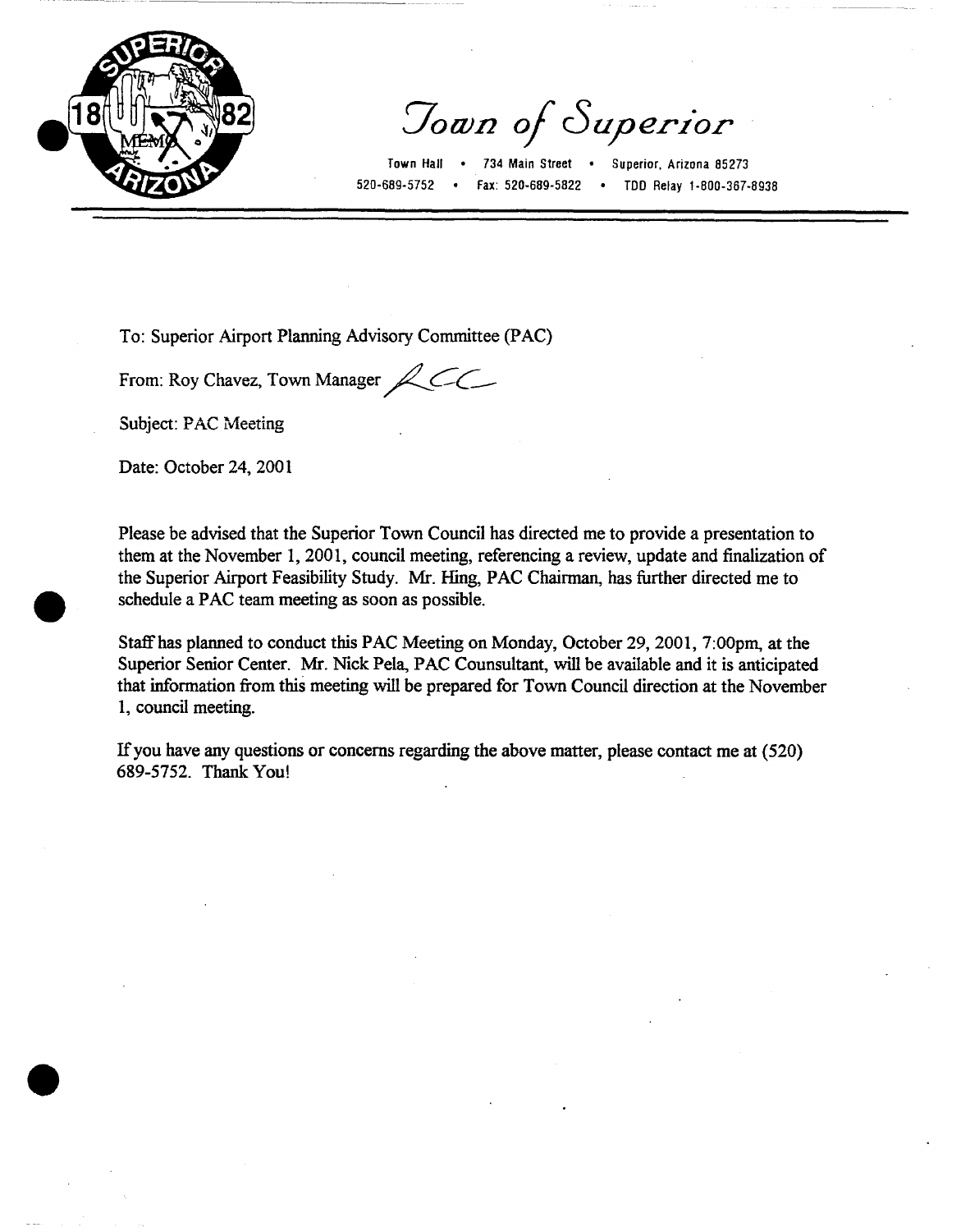# *Town of Superior*

Town Hall • 734 Main Street • Superior, Arizona 85273
520-689-5752 • Fax: 520-689-5822 • TDD Relay 1-800-367-8938

To: Superior Airport Planning Advisory Committee (PAC)

From: Roy Chavez, Town Manager

Subject: PAC Meeting

Date: October 24, 2001

Please be advised that the Superior Town Council has directed me to provide a presentation to them at the November 1, 2001, council meeting, referencing a review, update and finalization of the Superior Airport Feasibility Study. Mr. Hing, PAC Chairman, has further directed me to schedule a PAC team meeting as soon as possible.

Staff has planned to conduct this PAC Meeting on Monday, October 29, 2001, 7:00pm, at the Superior Senior Center. Mr. Nick Pela, PAC Counsultant, will be available and it is anticipated that information from this meeting will be prepared for Town Council direction at the November 1, council meeting.

If you have any questions or concerns regarding the above matter, please contact me at (520) 689-5752. Thank You!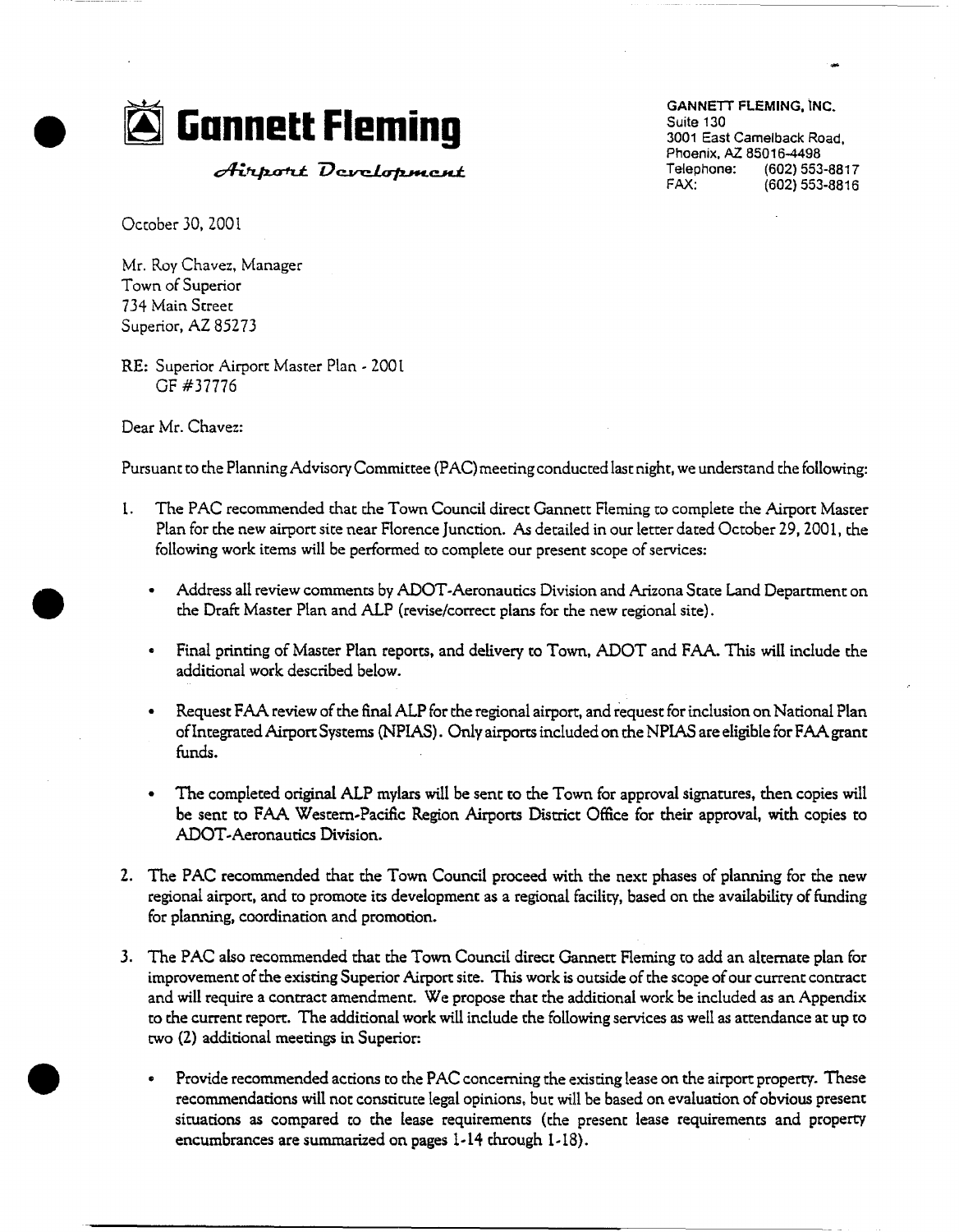# Gannett Fleming

*Airport Development*

**GANNETT FLEMING, INC.**
Suite 130
3001 East Camelback Road,
Phoenix, AZ 85016-4498
Telephone: (602) 553-8817
FAX: (602) 553-8816

October 30, 2001

Mr. Roy Chavez, Manager
Town of Superior
734 Main Street
Superior, AZ 85273

RE: Superior Airport Master Plan - 2001
GF #37776

Dear Mr. Chavez:

Pursuant to the Planning Advisory Committee (PAC) meeting conducted last night, we understand the following:

1. The PAC recommended that the Town Council direct Gannett Fleming to complete the Airport Master Plan for the new airport site near Florence Junction. As detailed in our letter dated October 29, 2001, the following work items will be performed to complete our present scope of services:

   - Address all review comments by ADOT-Aeronautics Division and Arizona State Land Department on the Draft Master Plan and ALP (revise/correct plans for the new regional site).
   - Final printing of Master Plan reports, and delivery to Town, ADOT and FAA. This will include the additional work described below.
   - Request FAA review of the final ALP for the regional airport, and request for inclusion on National Plan of Integrated Airport Systems (NPIAS). Only airports included on the NPIAS are eligible for FAA grant funds.
   - The completed original ALP mylars will be sent to the Town for approval signatures, then copies will be sent to FAA Western-Pacific Region Airports District Office for their approval, with copies to ADOT-Aeronautics Division.

2. The PAC recommended that the Town Council proceed with the next phases of planning for the new regional airport, and to promote its development as a regional facility, based on the availability of funding for planning, coordination and promotion.

3. The PAC also recommended that the Town Council direct Gannett Fleming to add an alternate plan for improvement of the existing Superior Airport site. This work is outside of the scope of our current contract and will require a contract amendment. We propose that the additional work be included as an Appendix to the current report. The additional work will include the following services as well as attendance at up to two (2) additional meetings in Superior:

   - Provide recommended actions to the PAC concerning the existing lease on the airport property. These recommendations will not constitute legal opinions, but will be based on evaluation of obvious present situations as compared to the lease requirements (the present lease requirements and property encumbrances are summarized on pages 1-14 through 1-18).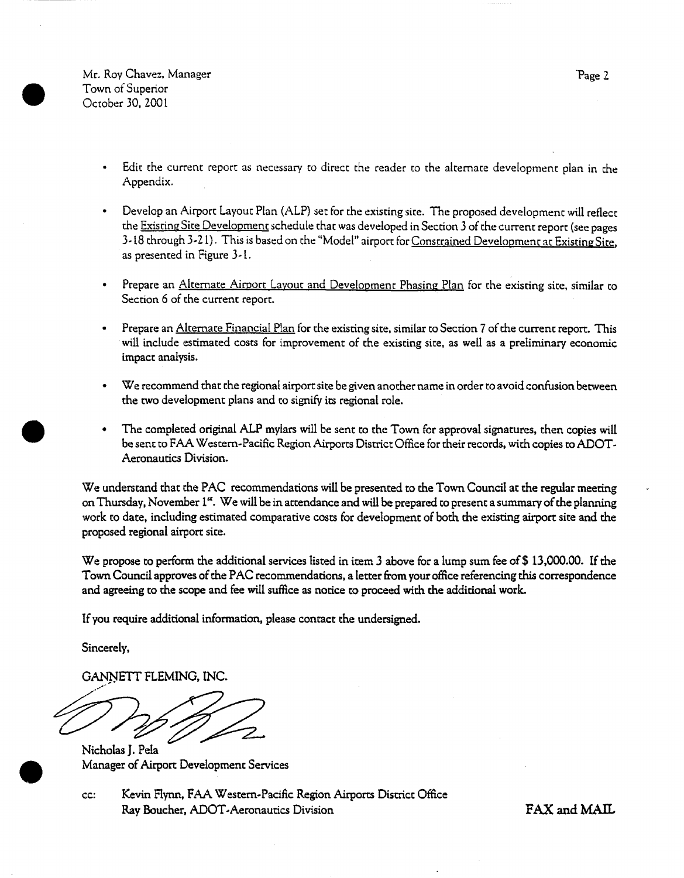Mr. Roy Chavez, Manager
Town of Superior
October 30, 2001

- Edit the current report as necessary to direct the reader to the alternate development plan in the Appendix.

- Develop an Airport Layout Plan (ALP) set for the existing site. The proposed development will reflect the Existing Site Development schedule that was developed in Section 3 of the current report (see pages 3-18 through 3-21). This is based on the "Model" airport for Constrained Development at Existing Site, as presented in Figure 3-1.

- Prepare an Alternate Airport Layout and Development Phasing Plan for the existing site, similar to Section 6 of the current report.

- Prepare an Alternate Financial Plan for the existing site, similar to Section 7 of the current report. This will include estimated costs for improvement of the existing site, as well as a preliminary economic impact analysis.

- We recommend that the regional airport site be given another name in order to avoid confusion between the two development plans and to signify its regional role.

- The completed original ALP mylars will be sent to the Town for approval signatures, then copies will be sent to FAA Western-Pacific Region Airports District Office for their records, with copies to ADOT-Aeronautics Division.

We understand that the PAC recommendations will be presented to the Town Council at the regular meeting on Thursday, November 1st. We will be in attendance and will be prepared to present a summary of the planning work to date, including estimated comparative costs for development of both the existing airport site and the proposed regional airport site.

We propose to perform the additional services listed in item 3 above for a lump sum fee of $ 13,000.00. If the Town Council approves of the PAC recommendations, a letter from your office referencing this correspondence and agreeing to the scope and fee will suffice as notice to proceed with the additional work.

If you require additional information, please contact the undersigned.

Sincerely,

GANNETT FLEMING, INC.

Nicholas J. Pela
Manager of Airport Development Services

cc: Kevin Flynn, FAA Western-Pacific Region Airports District Office
Ray Boucher, ADOT-Aeronautics Division

**FAX and MAIL**